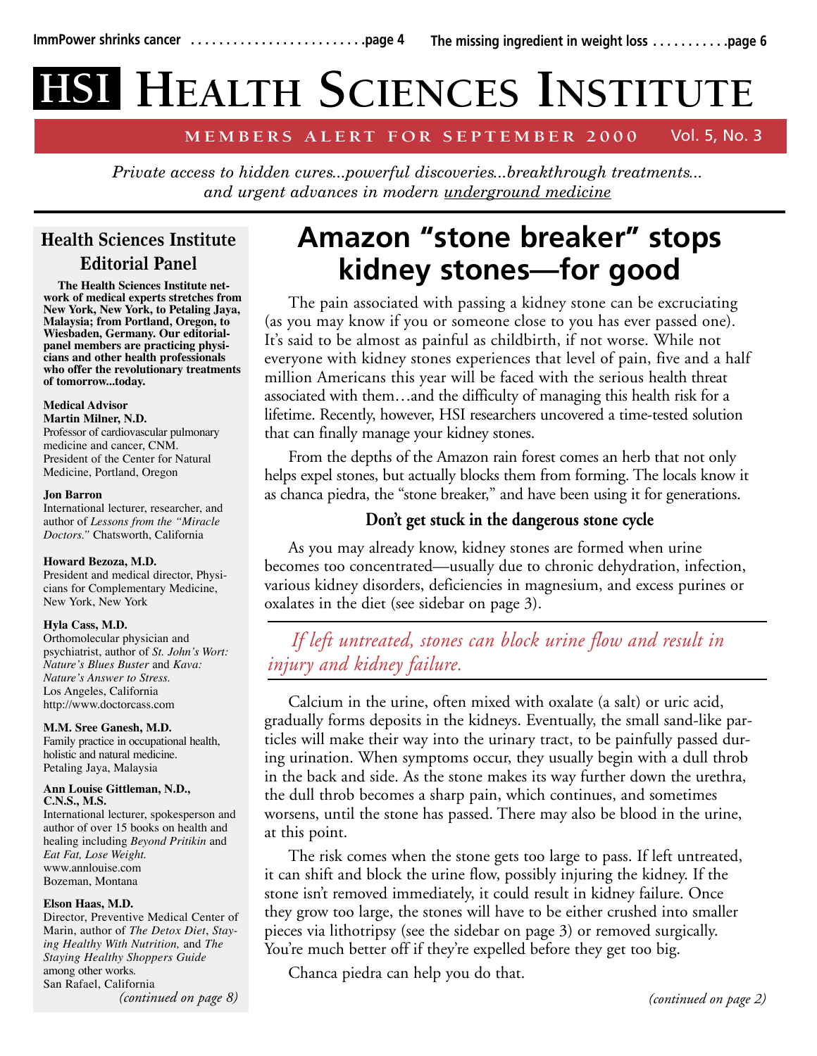ImmPower shrinks cancer ........................page 4

The missing ingredient in weight loss ..........page 6

# HSI HEALTH SCIENCES INSTITUTE

**MEMBERS ALERT FOR SEPTEMBER 2000** Vol. 5, No. 3

*Private access to hidden cures...powerful discoveries...breakthrough treatments... and urgent advances in modern underground medicine*

## Health Sciences Institute Editorial Panel

**The Health Sciences Institute network of medical experts stretches from New York, New York, to Petaling Jaya, Malaysia; from Portland, Oregon, to Wiesbaden, Germany. Our editorial-panel members are practicing physicians and other health professionals who offer the revolutionary treatments of tomorrow...today.**

**Medical Advisor**
**Martin Milner, N.D.**
Professor of cardiovascular pulmonary medicine and cancer, CNM. President of the Center for Natural Medicine, Portland, Oregon

**Jon Barron**
International lecturer, researcher, and author of *Lessons from the "Miracle Doctors."* Chatsworth, California

**Howard Bezoza, M.D.**
President and medical director, Physicians for Complementary Medicine, New York, New York

**Hyla Cass, M.D.**
Orthomolecular physician and psychiatrist, author of *St. John's Wort: Nature's Blues Buster* and *Kava: Nature's Answer to Stress.* Los Angeles, California
http://www.doctorcass.com

**M.M. Sree Ganesh, M.D.**
Family practice in occupational health, holistic and natural medicine.
Petaling Jaya, Malaysia

**Ann Louise Gittleman, N.D., C.N.S., M.S.**
International lecturer, spokesperson and author of over 15 books on health and healing including *Beyond Pritikin* and *Eat Fat, Lose Weight.*
www.annlouise.com
Bozeman, Montana

**Elson Haas, M.D.**
Director, Preventive Medical Center of Marin, author of *The Detox Diet*, *Staying Healthy With Nutrition,* and *The Staying Healthy Shoppers Guide* among other works.
San Rafael, California

*(continued on page 8)*

# Amazon "stone breaker" stops kidney stones—for good

The pain associated with passing a kidney stone can be excruciating (as you may know if you or someone close to you has ever passed one). It's said to be almost as painful as childbirth, if not worse. While not everyone with kidney stones experiences that level of pain, five and a half million Americans this year will be faced with the serious health threat associated with them…and the difficulty of managing this health risk for a lifetime. Recently, however, HSI researchers uncovered a time-tested solution that can finally manage your kidney stones.

From the depths of the Amazon rain forest comes an herb that not only helps expel stones, but actually blocks them from forming. The locals know it as chanca piedra, the "stone breaker," and have been using it for generations.

### Don't get stuck in the dangerous stone cycle

As you may already know, kidney stones are formed when urine becomes too concentrated—usually due to chronic dehydration, infection, various kidney disorders, deficiencies in magnesium, and excess purines or oxalates in the diet (see sidebar on page 3).

> *If left untreated, stones can block urine flow and result in injury and kidney failure.*

Calcium in the urine, often mixed with oxalate (a salt) or uric acid, gradually forms deposits in the kidneys. Eventually, the small sand-like particles will make their way into the urinary tract, to be painfully passed during urination. When symptoms occur, they usually begin with a dull throb in the back and side. As the stone makes its way further down the urethra, the dull throb becomes a sharp pain, which continues, and sometimes worsens, until the stone has passed. There may also be blood in the urine, at this point.

The risk comes when the stone gets too large to pass. If left untreated, it can shift and block the urine flow, possibly injuring the kidney. If the stone isn't removed immediately, it could result in kidney failure. Once they grow too large, the stones will have to be either crushed into smaller pieces via lithotripsy (see the sidebar on page 3) or removed surgically. You're much better off if they're expelled before they get too big.

Chanca piedra can help you do that.

*(continued on page 2)*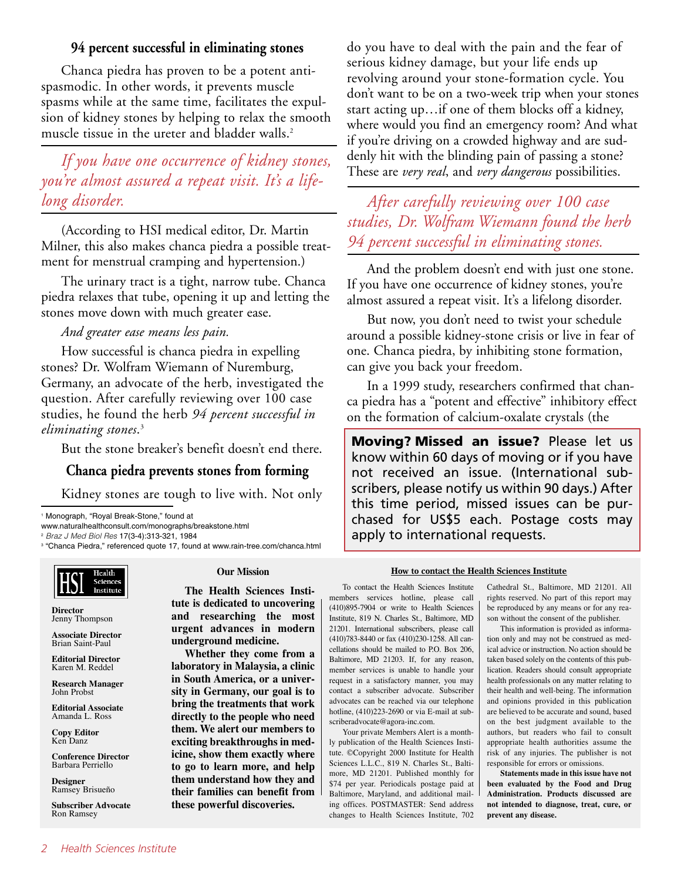### 94 percent successful in eliminating stones

Chanca piedra has proven to be a potent antispasmodic. In other words, it prevents muscle spasms while at the same time, facilitates the expulsion of kidney stones by helping to relax the smooth muscle tissue in the ureter and bladder walls.[2]

*If you have one occurrence of kidney stones, you're almost assured a repeat visit. It's a lifelong disorder.*

(According to HSI medical editor, Dr. Martin Milner, this also makes chanca piedra a possible treatment for menstrual cramping and hypertension.)

The urinary tract is a tight, narrow tube. Chanca piedra relaxes that tube, opening it up and letting the stones move down with much greater ease.

*And greater ease means less pain.*

How successful is chanca piedra in expelling stones? Dr. Wolfram Wiemann of Nuremburg, Germany, an advocate of the herb, investigated the question. After carefully reviewing over 100 case studies, he found the herb *94 percent successful in eliminating stones*.[3]

But the stone breaker's benefit doesn't end there.

### Chanca piedra prevents stones from forming

Kidney stones are tough to live with. Not only do you have to deal with the pain and the fear of serious kidney damage, but your life ends up revolving around your stone-formation cycle. You don't want to be on a two-week trip when your stones start acting up…if one of them blocks off a kidney, where would you find an emergency room? And what if you're driving on a crowded highway and are suddenly hit with the blinding pain of passing a stone? These are *very real*, and *very dangerous* possibilities.

*After carefully reviewing over 100 case studies, Dr. Wolfram Wiemann found the herb 94 percent successful in eliminating stones.*

And the problem doesn't end with just one stone. If you have one occurrence of kidney stones, you're almost assured a repeat visit. It's a lifelong disorder.

But now, you don't need to twist your schedule around a possible kidney-stone crisis or live in fear of one. Chanca piedra, by inhibiting stone formation, can give you back your freedom.

In a 1999 study, researchers confirmed that chanca piedra has a "potent and effective" inhibitory effect on the formation of calcium-oxalate crystals (the

---

[1] Monograph, "Royal Break-Stone," found at www.naturalhealthconsult.com/monographs/breakstone.html

[2] *Braz J Med Biol Res* 17(3-4):313-321, 1984

[3] "Chanca Piedra," referenced quote 17, found at www.rain-tree.com/chanca.html

---

**Moving? Missed an issue?** Please let us know within 60 days of moving or if you have not received an issue. (International subscribers, please notify us within 90 days.) After this time period, missed issues can be purchased for US$5 each. Postage costs may apply to international requests.

---

HSI Health Sciences Institute

**Director**
Jenny Thompson

**Associate Director**
Brian Saint-Paul

**Editorial Director**
Karen M. Reddel

**Research Manager**
John Probst

**Editorial Associate**
Amanda L. Ross

**Copy Editor**
Ken Danz

**Conference Director**
Barbara Perriello

**Designer**
Ramsey Brisueño

**Subscriber Advocate**
Ron Ramsey

**Our Mission**

**The Health Sciences Institute is dedicated to uncovering and researching the most urgent advances in modern underground medicine.**

**Whether they come from a laboratory in Malaysia, a clinic in South America, or a university in Germany, our goal is to bring the treatments that work directly to the people who need them. We alert our members to exciting breakthroughs in medicine, show them exactly where to go to learn more, and help them understand how they and their families can benefit from these powerful discoveries.**

**How to contact the Health Sciences Institute**

To contact the Health Sciences Institute members services hotline, please call (410)895-7904 or write to Health Sciences Institute, 819 N. Charles St., Baltimore, MD 21201. International subscribers, please call (410)783-8440 or fax (410)230-1258. All cancellations should be mailed to P.O. Box 206, Baltimore, MD 21203. If, for any reason, member services is unable to handle your request in a satisfactory manner, you may contact a subscriber advocate. Subscriber advocates can be reached via our telephone hotline, (410)223-2690 or via E-mail at subscriberadvocate@agora-inc.com.

Your private Members Alert is a monthly publication of the Health Sciences Institute. ©Copyright 2000 Institute for Health Sciences L.L.C., 819 N. Charles St., Baltimore, MD 21201. Published monthly for $74 per year. Periodicals postage paid at Baltimore, Maryland, and additional mailing offices. POSTMASTER: Send address changes to Health Sciences Institute, 702 Cathedral St., Baltimore, MD 21201. All rights reserved. No part of this report may be reproduced by any means or for any reason without the consent of the publisher.

This information is provided as information only and may not be construed as medical advice or instruction. No action should be taken based solely on the contents of this publication. Readers should consult appropriate health professionals on any matter relating to their health and well-being. The information and opinions provided in this publication are believed to be accurate and sound, based on the best judgment available to the authors, but readers who fail to consult appropriate health authorities assume the risk of any injuries. The publisher is not responsible for errors or omissions.

**Statements made in this issue have not been evaluated by the Food and Drug Administration. Products discussed are not intended to diagnose, treat, cure, or prevent any disease.**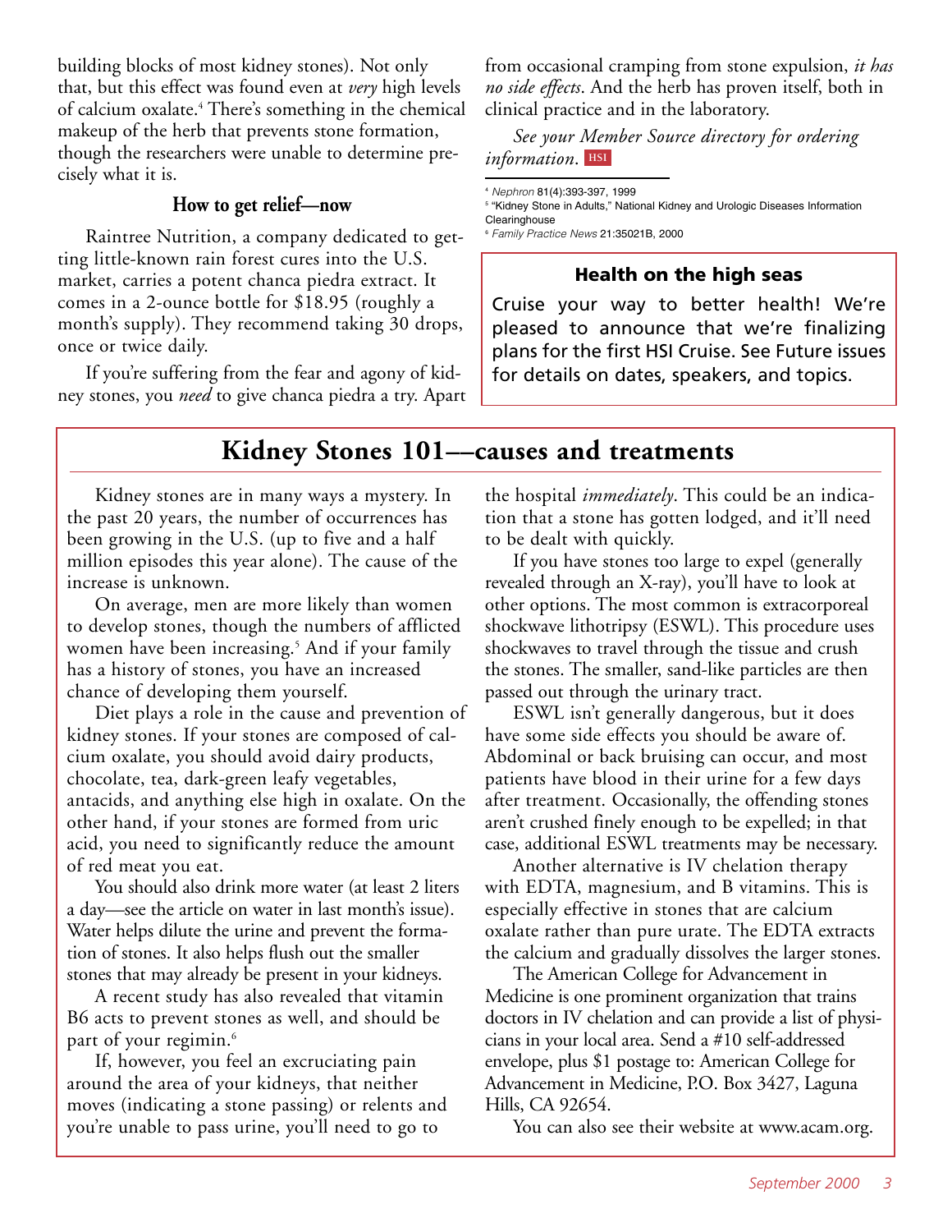building blocks of most kidney stones). Not only that, but this effect was found even at *very* high levels of calcium oxalate.[4] There's something in the chemical makeup of the herb that prevents stone formation, though the researchers were unable to determine precisely what it is.

### How to get relief—now

Raintree Nutrition, a company dedicated to getting little-known rain forest cures into the U.S. market, carries a potent chanca piedra extract. It comes in a 2-ounce bottle for $18.95 (roughly a month's supply). They recommend taking 30 drops, once or twice daily.

If you're suffering from the fear and agony of kidney stones, you *need* to give chanca piedra a try. Apart from occasional cramping from stone expulsion, *it has no side effects*. And the herb has proven itself, both in clinical practice and in the laboratory.

*See your Member Source directory for ordering information.* HSI

[4] *Nephron* 81(4):393-397, 1999
[5] "Kidney Stone in Adults," National Kidney and Urologic Diseases Information Clearinghouse
[6] *Family Practice News* 21:35021B, 2000

### Health on the high seas

Cruise your way to better health! We're pleased to announce that we're finalizing plans for the first HSI Cruise. See Future issues for details on dates, speakers, and topics.

## Kidney Stones 101—causes and treatments

Kidney stones are in many ways a mystery. In the past 20 years, the number of occurrences has been growing in the U.S. (up to five and a half million episodes this year alone). The cause of the increase is unknown.

On average, men are more likely than women to develop stones, though the numbers of afflicted women have been increasing.[5] And if your family has a history of stones, you have an increased chance of developing them yourself.

Diet plays a role in the cause and prevention of kidney stones. If your stones are composed of calcium oxalate, you should avoid dairy products, chocolate, tea, dark-green leafy vegetables, antacids, and anything else high in oxalate. On the other hand, if your stones are formed from uric acid, you need to significantly reduce the amount of red meat you eat.

You should also drink more water (at least 2 liters a day—see the article on water in last month's issue). Water helps dilute the urine and prevent the formation of stones. It also helps flush out the smaller stones that may already be present in your kidneys.

A recent study has also revealed that vitamin B6 acts to prevent stones as well, and should be part of your regimin.[6]

If, however, you feel an excruciating pain around the area of your kidneys, that neither moves (indicating a stone passing) or relents and you're unable to pass urine, you'll need to go to the hospital *immediately*. This could be an indication that a stone has gotten lodged, and it'll need to be dealt with quickly.

If you have stones too large to expel (generally revealed through an X-ray), you'll have to look at other options. The most common is extracorporeal shockwave lithotripsy (ESWL). This procedure uses shockwaves to travel through the tissue and crush the stones. The smaller, sand-like particles are then passed out through the urinary tract.

ESWL isn't generally dangerous, but it does have some side effects you should be aware of. Abdominal or back bruising can occur, and most patients have blood in their urine for a few days after treatment. Occasionally, the offending stones aren't crushed finely enough to be expelled; in that case, additional ESWL treatments may be necessary.

Another alternative is IV chelation therapy with EDTA, magnesium, and B vitamins. This is especially effective in stones that are calcium oxalate rather than pure urate. The EDTA extracts the calcium and gradually dissolves the larger stones.

The American College for Advancement in Medicine is one prominent organization that trains doctors in IV chelation and can provide a list of physicians in your local area. Send a #10 self-addressed envelope, plus $1 postage to: American College for Advancement in Medicine, P.O. Box 3427, Laguna Hills, CA 92654.

You can also see their website at www.acam.org.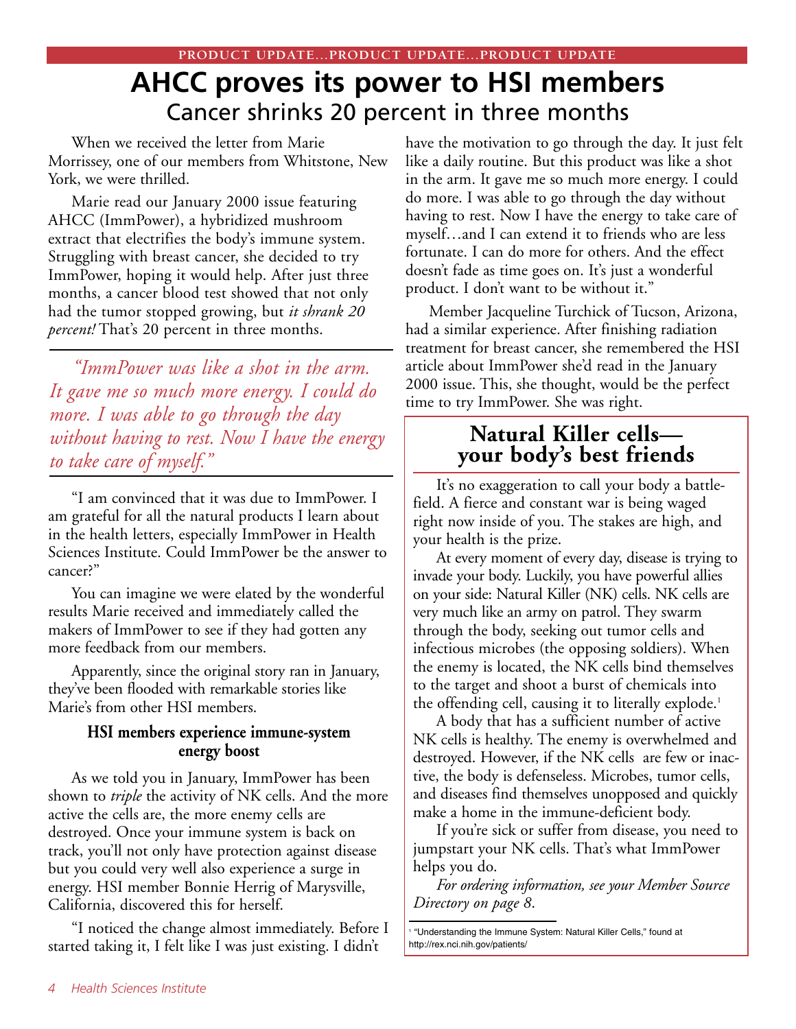PRODUCT UPDATE...PRODUCT UPDATE...PRODUCT UPDATE

# AHCC proves its power to HSI members

## Cancer shrinks 20 percent in three months

When we received the letter from Marie Morrissey, one of our members from Whitstone, New York, we were thrilled.

Marie read our January 2000 issue featuring AHCC (ImmPower), a hybridized mushroom extract that electrifies the body's immune system. Struggling with breast cancer, she decided to try ImmPower, hoping it would help. After just three months, a cancer blood test showed that not only had the tumor stopped growing, but *it shrank 20 percent!* That's 20 percent in three months.

> *"ImmPower was like a shot in the arm. It gave me so much more energy. I could do more. I was able to go through the day without having to rest. Now I have the energy to take care of myself."*

"I am convinced that it was due to ImmPower. I am grateful for all the natural products I learn about in the health letters, especially ImmPower in Health Sciences Institute. Could ImmPower be the answer to cancer?"

You can imagine we were elated by the wonderful results Marie received and immediately called the makers of ImmPower to see if they had gotten any more feedback from our members.

Apparently, since the original story ran in January, they've been flooded with remarkable stories like Marie's from other HSI members.

### HSI members experience immune-system energy boost

As we told you in January, ImmPower has been shown to *triple* the activity of NK cells. And the more active the cells are, the more enemy cells are destroyed. Once your immune system is back on track, you'll not only have protection against disease but you could very well also experience a surge in energy. HSI member Bonnie Herrig of Marysville, California, discovered this for herself.

"I noticed the change almost immediately. Before I started taking it, I felt like I was just existing. I didn't have the motivation to go through the day. It just felt like a daily routine. But this product was like a shot in the arm. It gave me so much more energy. I could do more. I was able to go through the day without having to rest. Now I have the energy to take care of myself…and I can extend it to friends who are less fortunate. I can do more for others. And the effect doesn't fade as time goes on. It's just a wonderful product. I don't want to be without it."

Member Jacqueline Turchick of Tucson, Arizona, had a similar experience. After finishing radiation treatment for breast cancer, she remembered the HSI article about ImmPower she'd read in the January 2000 issue. This, she thought, would be the perfect time to try ImmPower. She was right.

### Natural Killer cells—your body's best friends

It's no exaggeration to call your body a battlefield. A fierce and constant war is being waged right now inside of you. The stakes are high, and your health is the prize.

At every moment of every day, disease is trying to invade your body. Luckily, you have powerful allies on your side: Natural Killer (NK) cells. NK cells are very much like an army on patrol. They swarm through the body, seeking out tumor cells and infectious microbes (the opposing soldiers). When the enemy is located, the NK cells bind themselves to the target and shoot a burst of chemicals into the offending cell, causing it to literally explode.[1]

A body that has a sufficient number of active NK cells is healthy. The enemy is overwhelmed and destroyed. However, if the NK cells are few or inactive, the body is defenseless. Microbes, tumor cells, and diseases find themselves unopposed and quickly make a home in the immune-deficient body.

If you're sick or suffer from disease, you need to jumpstart your NK cells. That's what ImmPower helps you do.

*For ordering information, see your Member Source Directory on page 8.*

[1] "Understanding the Immune System: Natural Killer Cells," found at http://rex.nci.nih.gov/patients/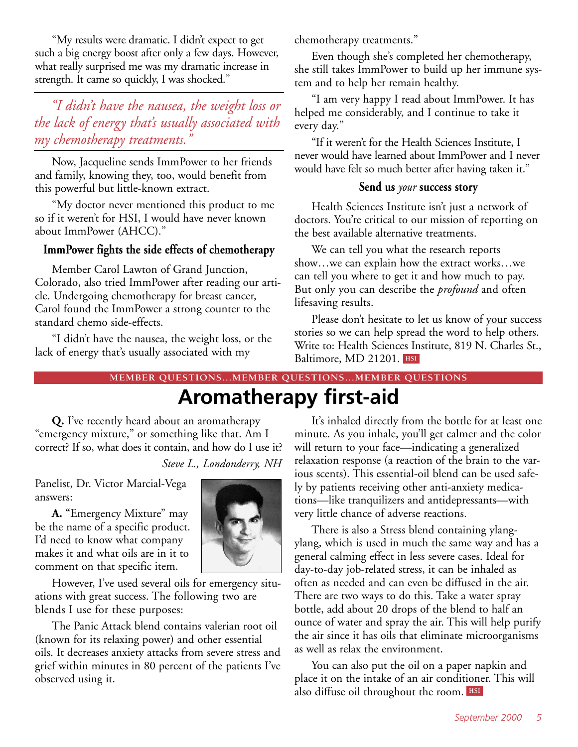"My results were dramatic. I didn't expect to get such a big energy boost after only a few days. However, what really surprised me was my dramatic increase in strength. It came so quickly, I was shocked."

*"I didn't have the nausea, the weight loss or the lack of energy that's usually associated with my chemotherapy treatments."*

Now, Jacqueline sends ImmPower to her friends and family, knowing they, too, would benefit from this powerful but little-known extract.

"My doctor never mentioned this product to me so if it weren't for HSI, I would have never known about ImmPower (AHCC)."

### ImmPower fights the side effects of chemotherapy

Member Carol Lawton of Grand Junction, Colorado, also tried ImmPower after reading our article. Undergoing chemotherapy for breast cancer, Carol found the ImmPower a strong counter to the standard chemo side-effects.

"I didn't have the nausea, the weight loss, or the lack of energy that's usually associated with my chemotherapy treatments."

Even though she's completed her chemotherapy, she still takes ImmPower to build up her immune system and to help her remain healthy.

"I am very happy I read about ImmPower. It has helped me considerably, and I continue to take it every day."

"If it weren't for the Health Sciences Institute, I never would have learned about ImmPower and I never would have felt so much better after having taken it."

### Send us *your* success story

Health Sciences Institute isn't just a network of doctors. You're critical to our mission of reporting on the best available alternative treatments.

We can tell you what the research reports show…we can explain how the extract works…we can tell you where to get it and how much to pay. But only you can describe the *profound* and often lifesaving results.

Please don't hesitate to let us know of your success stories so we can help spread the word to help others. Write to: Health Sciences Institute, 819 N. Charles St., Baltimore, MD 21201. HSI

MEMBER QUESTIONS…MEMBER QUESTIONS…MEMBER QUESTIONS

# Aromatherapy first-aid

**Q.** I've recently heard about an aromatherapy "emergency mixture," or something like that. Am I correct? If so, what does it contain, and how do I use it?

*Steve L., Londonderry, NH*

Panelist, Dr. Victor Marcial-Vega answers:

**A.** "Emergency Mixture" may be the name of a specific product. I'd need to know what company makes it and what oils are in it to comment on that specific item.

However, I've used several oils for emergency situations with great success. The following two are blends I use for these purposes:

The Panic Attack blend contains valerian root oil (known for its relaxing power) and other essential oils. It decreases anxiety attacks from severe stress and grief within minutes in 80 percent of the patients I've observed using it.

It's inhaled directly from the bottle for at least one minute. As you inhale, you'll get calmer and the color will return to your face—indicating a generalized relaxation response (a reaction of the brain to the various scents). This essential-oil blend can be used safely by patients receiving other anti-anxiety medications—like tranquilizers and antidepressants—with very little chance of adverse reactions.

There is also a Stress blend containing ylang-ylang, which is used in much the same way and has a general calming effect in less severe cases. Ideal for day-to-day job-related stress, it can be inhaled as often as needed and can even be diffused in the air. There are two ways to do this. Take a water spray bottle, add about 20 drops of the blend to half an ounce of water and spray the air. This will help purify the air since it has oils that eliminate microorganisms as well as relax the environment.

You can also put the oil on a paper napkin and place it on the intake of an air conditioner. This will also diffuse oil throughout the room. HSI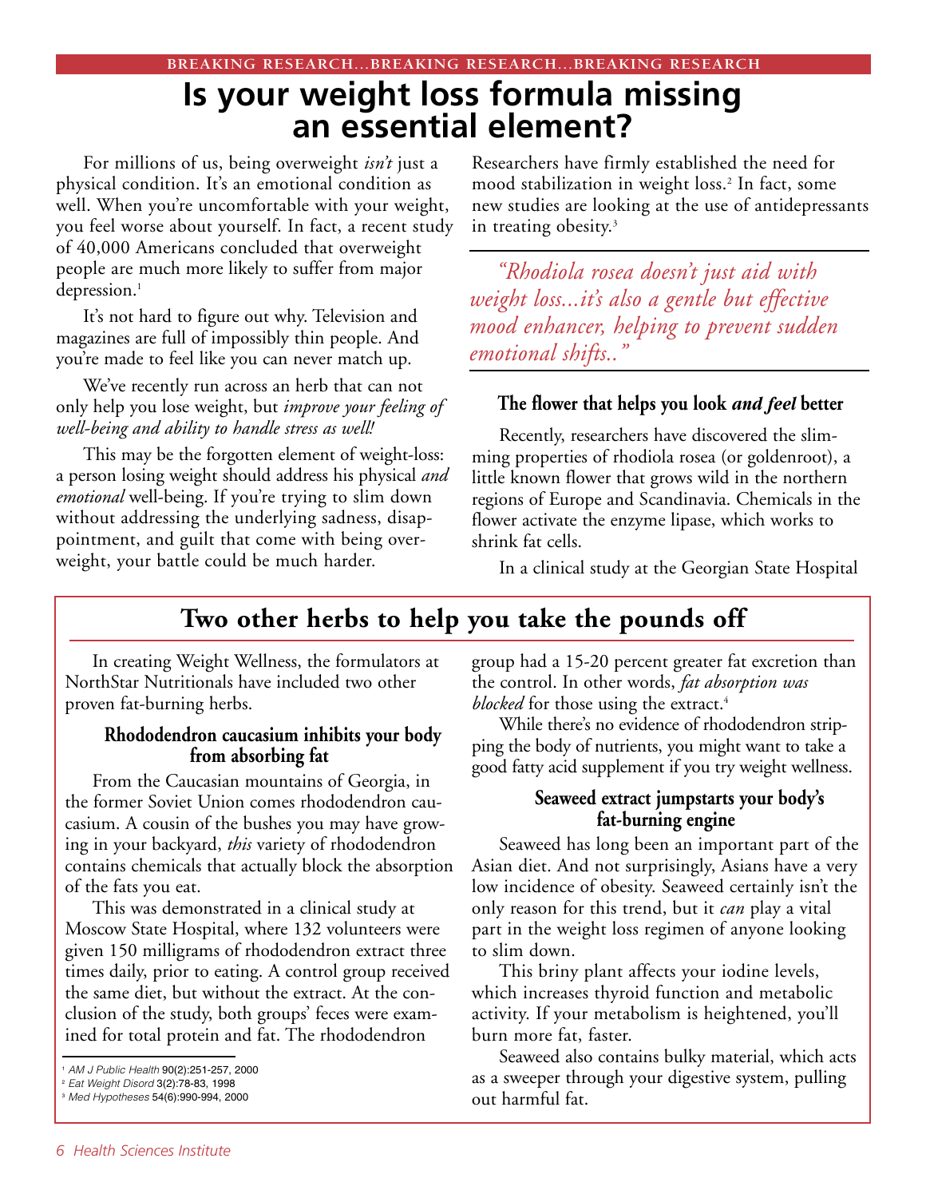BREAKING RESEARCH...BREAKING RESEARCH...BREAKING RESEARCH

# Is your weight loss formula missing an essential element?

For millions of us, being overweight *isn't* just a physical condition. It's an emotional condition as well. When you're uncomfortable with your weight, you feel worse about yourself. In fact, a recent study of 40,000 Americans concluded that overweight people are much more likely to suffer from major depression.[1]

It's not hard to figure out why. Television and magazines are full of impossibly thin people. And you're made to feel like you can never match up.

We've recently run across an herb that can not only help you lose weight, but *improve your feeling of well-being and ability to handle stress as well!*

This may be the forgotten element of weight-loss: a person losing weight should address his physical *and emotional* well-being. If you're trying to slim down without addressing the underlying sadness, disappointment, and guilt that come with being overweight, your battle could be much harder.

Researchers have firmly established the need for mood stabilization in weight loss.[2] In fact, some new studies are looking at the use of antidepressants in treating obesity.[3]

> *"Rhodiola rosea doesn't just aid with weight loss...it's also a gentle but effective mood enhancer, helping to prevent sudden emotional shifts.."*

### The flower that helps you look *and feel* better

Recently, researchers have discovered the slimming properties of rhodiola rosea (or goldenroot), a little known flower that grows wild in the northern regions of Europe and Scandinavia. Chemicals in the flower activate the enzyme lipase, which works to shrink fat cells.

In a clinical study at the Georgian State Hospital

## Two other herbs to help you take the pounds off

In creating Weight Wellness, the formulators at NorthStar Nutritionals have included two other proven fat-burning herbs.

### Rhododendron caucasium inhibits your body from absorbing fat

From the Caucasian mountains of Georgia, in the former Soviet Union comes rhododendron caucasium. A cousin of the bushes you may have growing in your backyard, *this* variety of rhododendron contains chemicals that actually block the absorption of the fats you eat.

This was demonstrated in a clinical study at Moscow State Hospital, where 132 volunteers were given 150 milligrams of rhododendron extract three times daily, prior to eating. A control group received the same diet, but without the extract. At the conclusion of the study, both groups' feces were examined for total protein and fat. The rhododendron group had a 15-20 percent greater fat excretion than the control. In other words, *fat absorption was blocked* for those using the extract.[4]

While there's no evidence of rhododendron stripping the body of nutrients, you might want to take a good fatty acid supplement if you try weight wellness.

### Seaweed extract jumpstarts your body's fat-burning engine

Seaweed has long been an important part of the Asian diet. And not surprisingly, Asians have a very low incidence of obesity. Seaweed certainly isn't the only reason for this trend, but it *can* play a vital part in the weight loss regimen of anyone looking to slim down.

This briny plant affects your iodine levels, which increases thyroid function and metabolic activity. If your metabolism is heightened, you'll burn more fat, faster.

Seaweed also contains bulky material, which acts as a sweeper through your digestive system, pulling out harmful fat.

---

[1] *AM J Public Health* 90(2):251-257, 2000
[2] *Eat Weight Disord* 3(2):78-83, 1998
[3] *Med Hypotheses* 54(6):990-994, 2000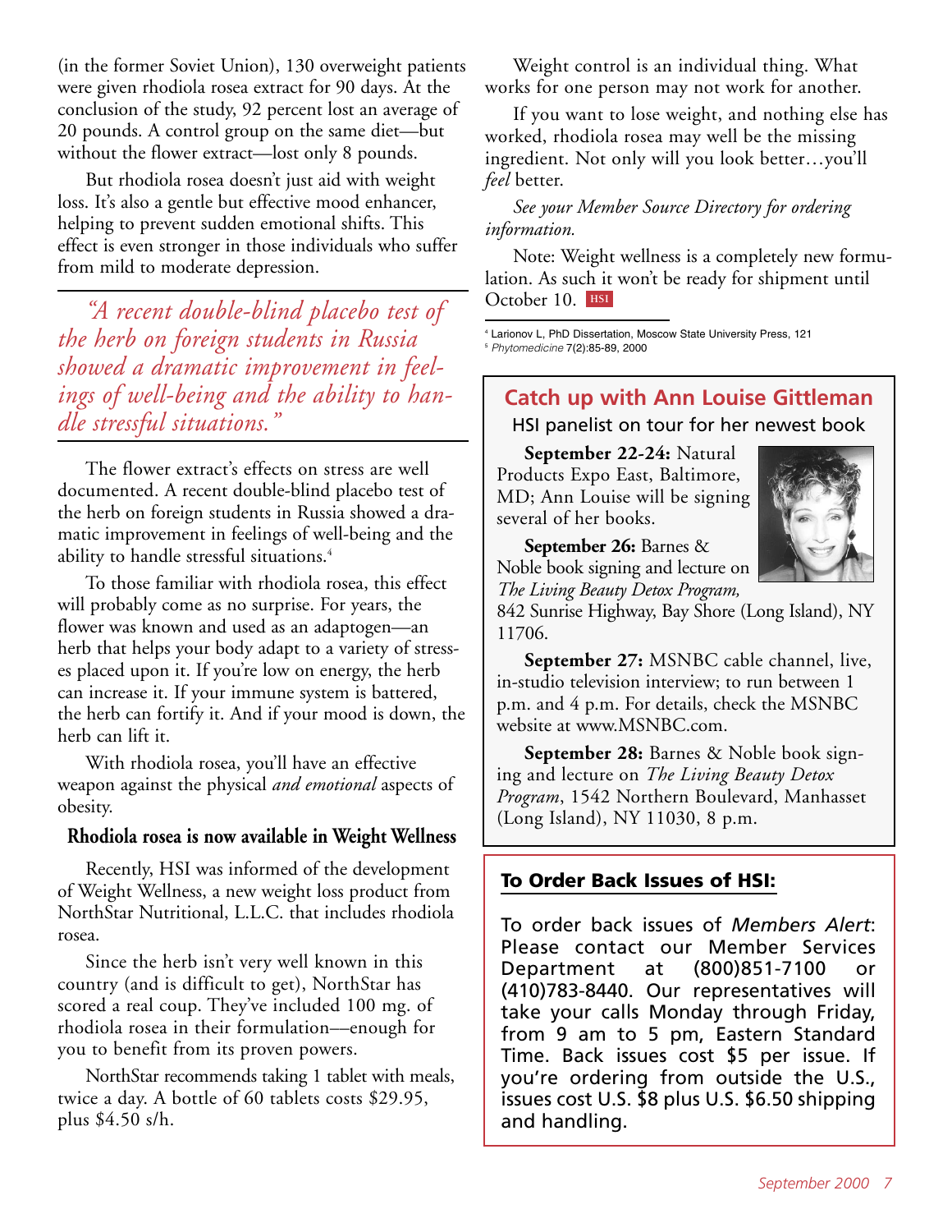(in the former Soviet Union), 130 overweight patients were given rhodiola rosea extract for 90 days. At the conclusion of the study, 92 percent lost an average of 20 pounds. A control group on the same diet—but without the flower extract—lost only 8 pounds.

But rhodiola rosea doesn't just aid with weight loss. It's also a gentle but effective mood enhancer, helping to prevent sudden emotional shifts. This effect is even stronger in those individuals who suffer from mild to moderate depression.

> *"A recent double-blind placebo test of the herb on foreign students in Russia showed a dramatic improvement in feelings of well-being and the ability to handle stressful situations."*

The flower extract's effects on stress are well documented. A recent double-blind placebo test of the herb on foreign students in Russia showed a dramatic improvement in feelings of well-being and the ability to handle stressful situations.[4]

To those familiar with rhodiola rosea, this effect will probably come as no surprise. For years, the flower was known and used as an adaptogen—an herb that helps your body adapt to a variety of stresses placed upon it. If you're low on energy, the herb can increase it. If your immune system is battered, the herb can fortify it. And if your mood is down, the herb can lift it.

With rhodiola rosea, you'll have an effective weapon against the physical *and emotional* aspects of obesity.

### Rhodiola rosea is now available in Weight Wellness

Recently, HSI was informed of the development of Weight Wellness, a new weight loss product from NorthStar Nutritional, L.L.C. that includes rhodiola rosea.

Since the herb isn't very well known in this country (and is difficult to get), NorthStar has scored a real coup. They've included 100 mg. of rhodiola rosea in their formulation—enough for you to benefit from its proven powers.

NorthStar recommends taking 1 tablet with meals, twice a day. A bottle of 60 tablets costs $29.95, plus $4.50 s/h.

Weight control is an individual thing. What works for one person may not work for another.

If you want to lose weight, and nothing else has worked, rhodiola rosea may well be the missing ingredient. Not only will you look better…you'll *feel* better.

*See your Member Source Directory for ordering information.*

Note: Weight wellness is a completely new formulation. As such it won't be ready for shipment until October 10. HSI

[4] Larionov L, PhD Dissertation, Moscow State University Press, 121
[5] *Phytomedicine* 7(2):85-89, 2000

## Catch up with Ann Louise Gittleman

HSI panelist on tour for her newest book

**September 22-24:** Natural Products Expo East, Baltimore, MD; Ann Louise will be signing several of her books.

**September 26:** Barnes & Noble book signing and lecture on *The Living Beauty Detox Program,* 842 Sunrise Highway, Bay Shore (Long Island), NY 11706.

**September 27:** MSNBC cable channel, live, in-studio television interview; to run between 1 p.m. and 4 p.m. For details, check the MSNBC website at www.MSNBC.com.

**September 28:** Barnes & Noble book signing and lecture on *The Living Beauty Detox Program*, 1542 Northern Boulevard, Manhasset (Long Island), NY 11030, 8 p.m.

## To Order Back Issues of HSI:

To order back issues of *Members Alert*: Please contact our Member Services Department at (800)851-7100 or (410)783-8440. Our representatives will take your calls Monday through Friday, from 9 am to 5 pm, Eastern Standard Time. Back issues cost $5 per issue. If you're ordering from outside the U.S., issues cost U.S. $8 plus U.S. $6.50 shipping and handling.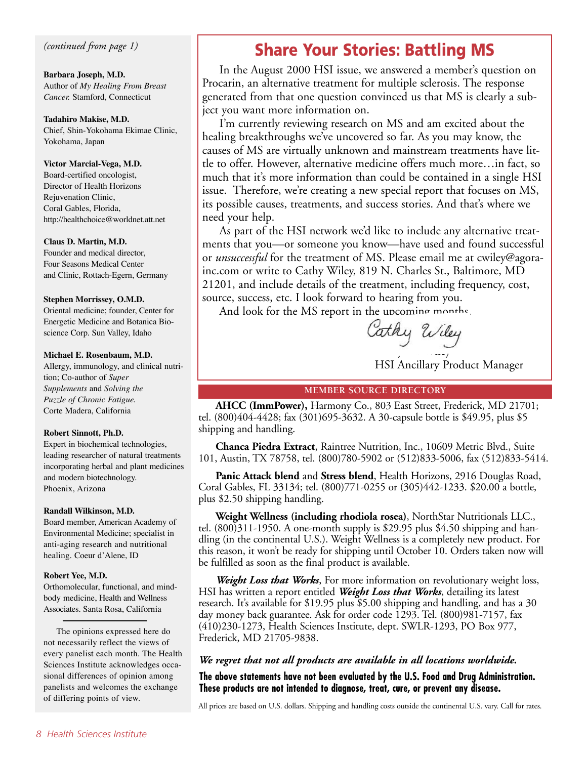*(continued from page 1)*

**Barbara Joseph, M.D.**
Author of *My Healing From Breast Cancer.* Stamford, Connecticut

**Tadahiro Makise, M.D.**
Chief, Shin-Yokohama Ekimae Clinic, Yokohama, Japan

**Victor Marcial-Vega, M.D.**
Board-certified oncologist, Director of Health Horizons Rejuvenation Clinic, Coral Gables, Florida, http://healthchoice@worldnet.att.net

**Claus D. Martin, M.D.**
Founder and medical director, Four Seasons Medical Center and Clinic, Rottach-Egern, Germany

**Stephen Morrissey, O.M.D.**
Oriental medicine; founder, Center for Energetic Medicine and Botanica Bioscience Corp. Sun Valley, Idaho

**Michael E. Rosenbaum, M.D.**
Allergy, immunology, and clinical nutrition; Co-author of *Super Supplements* and *Solving the Puzzle of Chronic Fatigue.* Corte Madera, California

**Robert Sinnott, Ph.D.**
Expert in biochemical technologies, leading researcher of natural treatments incorporating herbal and plant medicines and modern biotechnology. Phoenix, Arizona

**Randall Wilkinson, M.D.**
Board member, American Academy of Environmental Medicine; specialist in anti-aging research and nutritional healing. Coeur d'Alene, ID

**Robert Yee, M.D.**
Orthomolecular, functional, and mind-body medicine, Health and Wellness Associates. Santa Rosa, California

The opinions expressed here do not necessarily reflect the views of every panelist each month. The Health Sciences Institute acknowledges occasional differences of opinion among panelists and welcomes the exchange of differing points of view.

# Share Your Stories: Battling MS

In the August 2000 HSI issue, we answered a member's question on Procarin, an alternative treatment for multiple sclerosis. The response generated from that one question convinced us that MS is clearly a subject you want more information on.

I'm currently reviewing research on MS and am excited about the healing breakthroughs we've uncovered so far. As you may know, the causes of MS are virtually unknown and mainstream treatments have little to offer. However, alternative medicine offers much more…in fact, so much that it's more information than could be contained in a single HSI issue. Therefore, we're creating a new special report that focuses on MS, its possible causes, treatments, and success stories. And that's where we need your help.

As part of the HSI network we'd like to include any alternative treatments that you—or someone you know—have used and found successful or *unsuccessful* for the treatment of MS. Please email me at cwiley@agora-inc.com or write to Cathy Wiley, 819 N. Charles St., Baltimore, MD 21201, and include details of the treatment, including frequency, cost, source, success, etc. I look forward to hearing from you.

And look for the MS report in the upcoming months.

Cathy Wiley
HSI Ancillary Product Manager

## MEMBER SOURCE DIRECTORY

**AHCC (ImmPower),** Harmony Co., 803 East Street, Frederick, MD 21701; tel. (800)404-4428; fax (301)695-3632. A 30-capsule bottle is $49.95, plus $5 shipping and handling.

**Chanca Piedra Extract**, Raintree Nutrition, Inc., 10609 Metric Blvd., Suite 101, Austin, TX 78758, tel. (800)780-5902 or (512)833-5006, fax (512)833-5414.

**Panic Attack blend** and **Stress blend**, Health Horizons, 2916 Douglas Road, Coral Gables, FL 33134; tel. (800)771-0255 or (305)442-1233. $20.00 a bottle, plus $2.50 shipping handling.

**Weight Wellness (including rhodiola rosea)**, NorthStar Nutritionals LLC., tel. (800)311-1950. A one-month supply is $29.95 plus $4.50 shipping and handling (in the continental U.S.). Weight Wellness is a completely new product. For this reason, it won't be ready for shipping until October 10. Orders taken now will be fulfilled as soon as the final product is available.

***Weight Loss that Works***, For more information on revolutionary weight loss, HSI has written a report entitled ***Weight Loss that Works***, detailing its latest research. It's available for $19.95 plus $5.00 shipping and handling, and has a 30 day money back guarantee. Ask for order code 1293. Tel. (800)981-7157, fax (410)230-1273, Health Sciences Institute, dept. SWLR-1293, PO Box 977, Frederick, MD 21705-9838.

***We regret that not all products are available in all locations worldwide.***

**The above statements have not been evaluated by the U.S. Food and Drug Administration. These products are not intended to diagnose, treat, cure, or prevent any disease.**

All prices are based on U.S. dollars. Shipping and handling costs outside the continental U.S. vary. Call for rates.